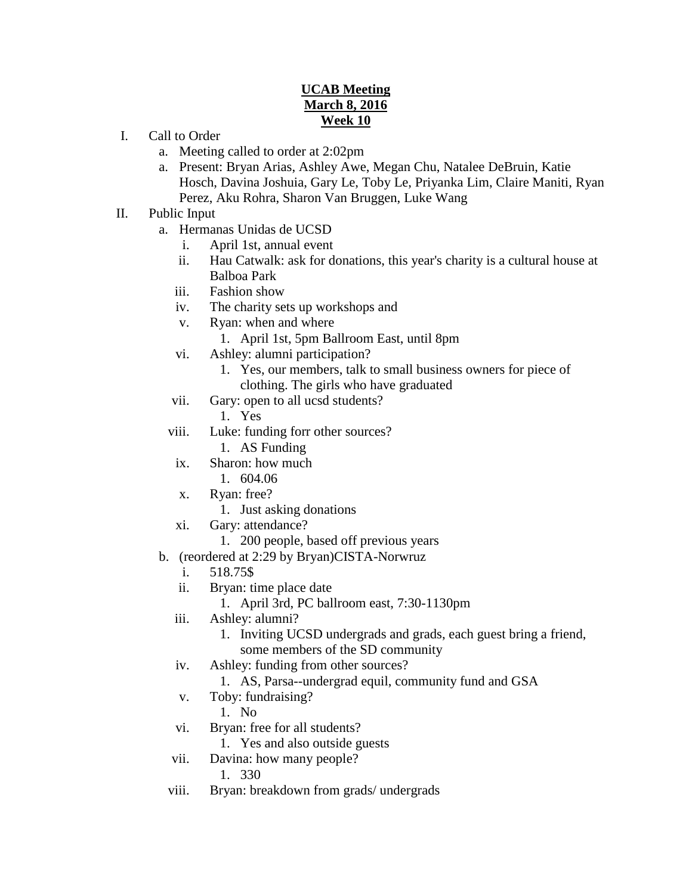**UCAB Meeting**
**March 8, 2016**
**Week 10**

I. Call to Order
   a. Meeting called to order at 2:02pm
   a. Present: Bryan Arias, Ashley Awe, Megan Chu, Natalee DeBruin, Katie Hosch, Davina Joshuia, Gary Le, Toby Le, Priyanka Lim, Claire Maniti, Ryan Perez, Aku Rohra, Sharon Van Bruggen, Luke Wang

II. Public Input
   a. Hermanas Unidas de UCSD
      i. April 1st, annual event
      ii. Hau Catwalk: ask for donations, this year's charity is a cultural house at Balboa Park
      iii. Fashion show
      iv. The charity sets up workshops and
      v. Ryan: when and where
         1. April 1st, 5pm Ballroom East, until 8pm
      vi. Ashley: alumni participation?
         1. Yes, our members, talk to small business owners for piece of clothing. The girls who have graduated
      vii. Gary: open to all ucsd students?
         1. Yes
      viii. Luke: funding forr other sources?
         1. AS Funding
      ix. Sharon: how much
         1. 604.06
      x. Ryan: free?
         1. Just asking donations
      xi. Gary: attendance?
         1. 200 people, based off previous years
   b. (reordered at 2:29 by Bryan)CISTA-Norwruz
      i. 518.75$
      ii. Bryan: time place date
         1. April 3rd, PC ballroom east, 7:30-1130pm
      iii. Ashley: alumni?
         1. Inviting UCSD undergrads and grads, each guest bring a friend, some members of the SD community
      iv. Ashley: funding from other sources?
         1. AS, Parsa--undergrad equil, community fund and GSA
      v. Toby: fundraising?
         1. No
      vi. Bryan: free for all students?
         1. Yes and also outside guests
      vii. Davina: how many people?
         1. 330
      viii. Bryan: breakdown from grads/ undergrads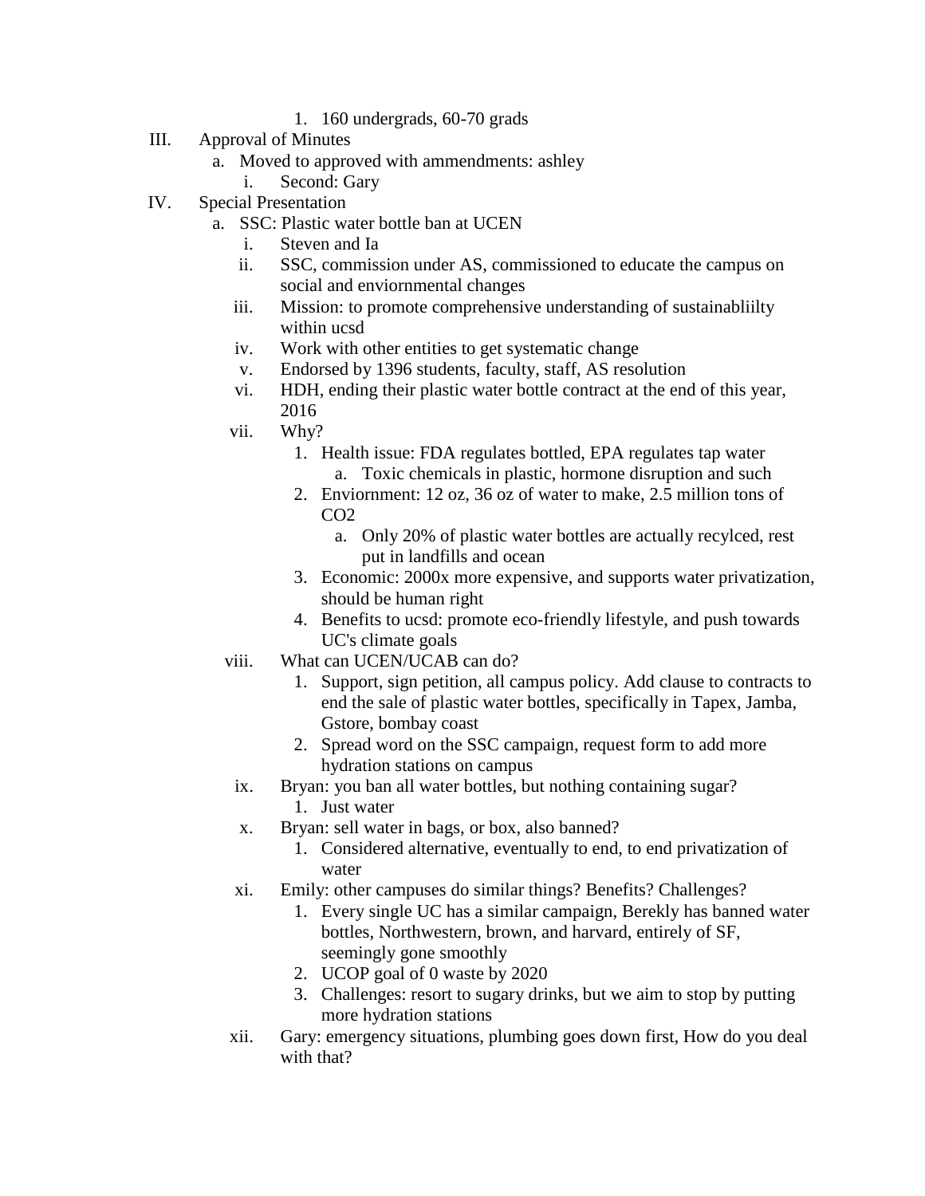1. 160 undergrads, 60-70 grads

III. Approval of Minutes
   a. Moved to approved with ammendments: ashley
      i. Second: Gary

IV. Special Presentation
   a. SSC: Plastic water bottle ban at UCEN
      i. Steven and Ia
      ii. SSC, commission under AS, commissioned to educate the campus on social and enviornmental changes
      iii. Mission: to promote comprehensive understanding of sustainabliilty within ucsd
      iv. Work with other entities to get systematic change
      v. Endorsed by 1396 students, faculty, staff, AS resolution
      vi. HDH, ending their plastic water bottle contract at the end of this year, 2016
      vii. Why?
         1. Health issue: FDA regulates bottled, EPA regulates tap water
            a. Toxic chemicals in plastic, hormone disruption and such
         2. Enviornment: 12 oz, 36 oz of water to make, 2.5 million tons of $CO_2$
            a. Only 20% of plastic water bottles are actually recylced, rest put in landfills and ocean
         3. Economic: 2000x more expensive, and supports water privatization, should be human right
         4. Benefits to ucsd: promote eco-friendly lifestyle, and push towards UC's climate goals
      viii. What can UCEN/UCAB can do?
         1. Support, sign petition, all campus policy. Add clause to contracts to end the sale of plastic water bottles, specifically in Tapex, Jamba, Gstore, bombay coast
         2. Spread word on the SSC campaign, request form to add more hydration stations on campus
      ix. Bryan: you ban all water bottles, but nothing containing sugar?
         1. Just water
      x. Bryan: sell water in bags, or box, also banned?
         1. Considered alternative, eventually to end, to end privatization of water
      xi. Emily: other campuses do similar things? Benefits? Challenges?
         1. Every single UC has a similar campaign, Berekly has banned water bottles, Northwestern, brown, and harvard, entirely of SF, seemingly gone smoothly
         2. UCOP goal of 0 waste by 2020
         3. Challenges: resort to sugary drinks, but we aim to stop by putting more hydration stations
      xii. Gary: emergency situations, plumbing goes down first, How do you deal with that?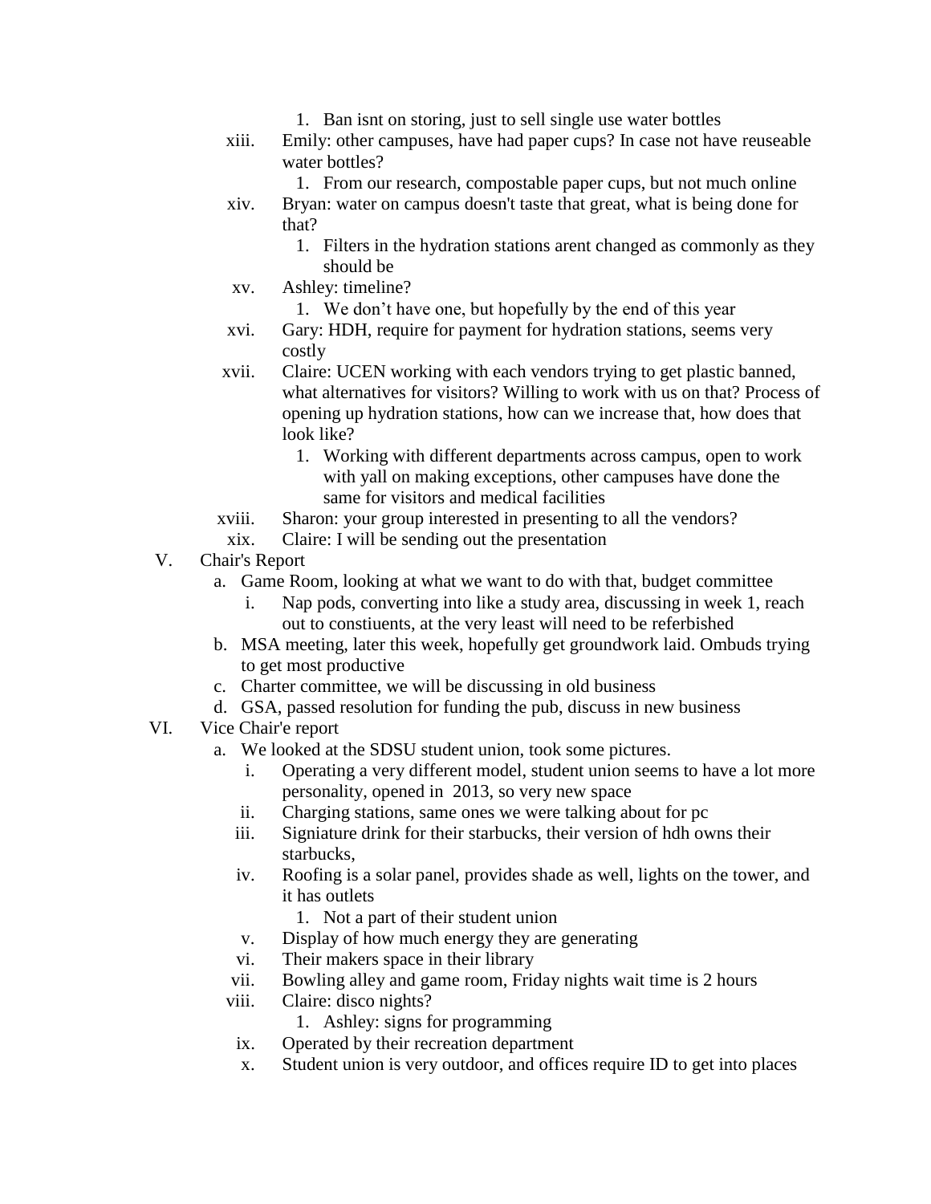1. Ban isnt on storing, just to sell single use water bottles
    xiii. Emily: other campuses, have had paper cups? In case not have reuseable water bottles?
        1. From our research, compostable paper cups, but not much online
    xiv. Bryan: water on campus doesn't taste that great, what is being done for that?
        1. Filters in the hydration stations arent changed as commonly as they should be
    xv. Ashley: timeline?
        1. We don't have one, but hopefully by the end of this year
    xvi. Gary: HDH, require for payment for hydration stations, seems very costly
    xvii. Claire: UCEN working with each vendors trying to get plastic banned, what alternatives for visitors? Willing to work with us on that? Process of opening up hydration stations, how can we increase that, how does that look like?
        1. Working with different departments across campus, open to work with yall on making exceptions, other campuses have done the same for visitors and medical facilities
    xviii. Sharon: your group interested in presenting to all the vendors?
    xix. Claire: I will be sending out the presentation

V. Chair's Report
    a. Game Room, looking at what we want to do with that, budget committee
        i. Nap pods, converting into like a study area, discussing in week 1, reach out to constiuents, at the very least will need to be referbished
    b. MSA meeting, later this week, hopefully get groundwork laid. Ombuds trying to get most productive
    c. Charter committee, we will be discussing in old business
    d. GSA, passed resolution for funding the pub, discuss in new business

VI. Vice Chair'e report
    a. We looked at the SDSU student union, took some pictures.
        i. Operating a very different model, student union seems to have a lot more personality, opened in 2013, so very new space
        ii. Charging stations, same ones we were talking about for pc
        iii. Signiature drink for their starbucks, their version of hdh owns their starbucks,
        iv. Roofing is a solar panel, provides shade as well, lights on the tower, and it has outlets
            1. Not a part of their student union
        v. Display of how much energy they are generating
        vi. Their makers space in their library
        vii. Bowling alley and game room, Friday nights wait time is 2 hours
        viii. Claire: disco nights?
            1. Ashley: signs for programming
        ix. Operated by their recreation department
        x. Student union is very outdoor, and offices require ID to get into places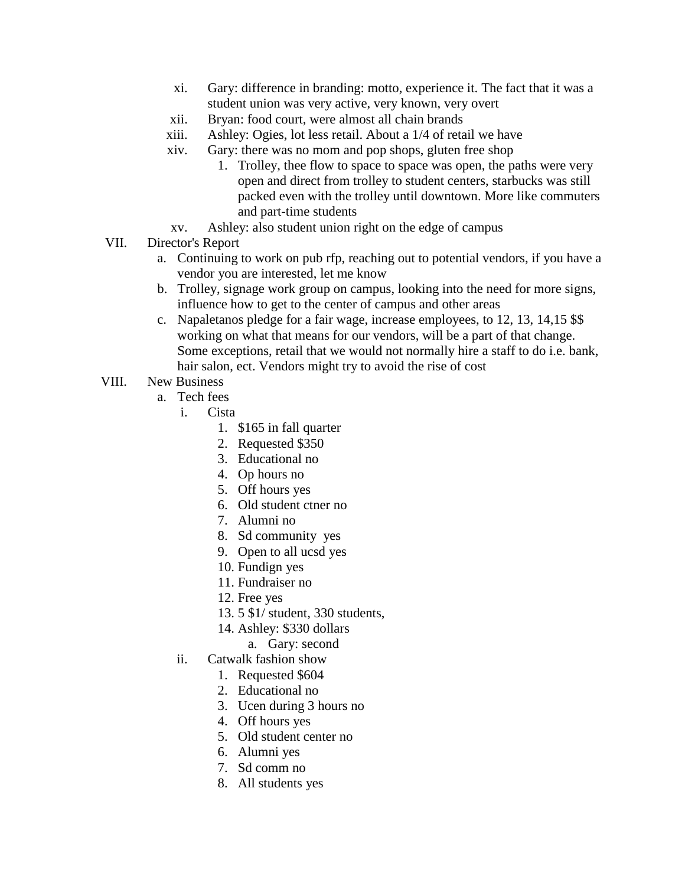xi. Gary: difference in branding: motto, experience it. The fact that it was a student union was very active, very known, very overt

xii. Bryan: food court, were almost all chain brands

xiii. Ashley: Ogies, lot less retail. About a 1/4 of retail we have

xiv. Gary: there was no mom and pop shops, gluten free shop

1. Trolley, thee flow to space to space was open, the paths were very open and direct from trolley to student centers, starbucks was still packed even with the trolley until downtown. More like commuters and part-time students

xv. Ashley: also student union right on the edge of campus

VII. Director's Report

a. Continuing to work on pub rfp, reaching out to potential vendors, if you have a vendor you are interested, let me know

b. Trolley, signage work group on campus, looking into the need for more signs, influence how to get to the center of campus and other areas

c. Napaletanos pledge for a fair wage, increase employees, to 12, 13, 14,15 $$ working on what that means for our vendors, will be a part of that change. Some exceptions, retail that we would not normally hire a staff to do i.e. bank, hair salon, ect. Vendors might try to avoid the rise of cost

VIII. New Business

a. Tech fees

i. Cista

1. $165 in fall quarter
2. Requested $350
3. Educational no
4. Op hours no
5. Off hours yes
6. Old student ctner no
7. Alumni no
8. Sd community yes
9. Open to all ucsd yes
10. Fundign yes
11. Fundraiser no
12. Free yes
13. 5 $1/ student, 330 students,
14. Ashley: $330 dollars
    a. Gary: second

ii. Catwalk fashion show

1. Requested $604
2. Educational no
3. Ucen during 3 hours no
4. Off hours yes
5. Old student center no
6. Alumni yes
7. Sd comm no
8. All students yes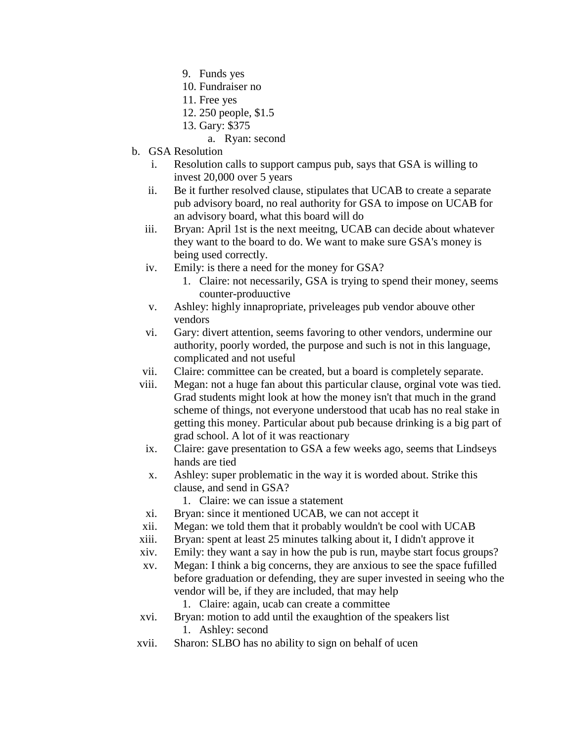9. Funds yes
10. Fundraiser no
11. Free yes
12. 250 people, $1.5
13. Gary: $375
    a. Ryan: second

b. GSA Resolution
   i. Resolution calls to support campus pub, says that GSA is willing to invest 20,000 over 5 years
   ii. Be it further resolved clause, stipulates that UCAB to create a separate pub advisory board, no real authority for GSA to impose on UCAB for an advisory board, what this board will do
   iii. Bryan: April 1st is the next meeitng, UCAB can decide about whatever they want to the board to do. We want to make sure GSA's money is being used correctly.
   iv. Emily: is there a need for the money for GSA?
       1. Claire: not necessarily, GSA is trying to spend their money, seems counter-produuctive
   v. Ashley: highly innapropriate, priveleages pub vendor abouve other vendors
   vi. Gary: divert attention, seems favoring to other vendors, undermine our authority, poorly worded, the purpose and such is not in this language, complicated and not useful
   vii. Claire: committee can be created, but a board is completely separate.
   viii. Megan: not a huge fan about this particular clause, orginal vote was tied. Grad students might look at how the money isn't that much in the grand scheme of things, not everyone understood that ucab has no real stake in getting this money. Particular about pub because drinking is a big part of grad school. A lot of it was reactionary
   ix. Claire: gave presentation to GSA a few weeks ago, seems that Lindseys hands are tied
   x. Ashley: super problematic in the way it is worded about. Strike this clause, and send in GSA?
       1. Claire: we can issue a statement
   xi. Bryan: since it mentioned UCAB, we can not accept it
   xii. Megan: we told them that it probably wouldn't be cool with UCAB
   xiii. Bryan: spent at least 25 minutes talking about it, I didn't approve it
   xiv. Emily: they want a say in how the pub is run, maybe start focus groups?
   xv. Megan: I think a big concerns, they are anxious to see the space fufilled before graduation or defending, they are super invested in seeing who the vendor will be, if they are included, that may help
       1. Claire: again, ucab can create a committee
   xvi. Bryan: motion to add until the exaughtion of the speakers list
       1. Ashley: second
   xvii. Sharon: SLBO has no ability to sign on behalf of ucen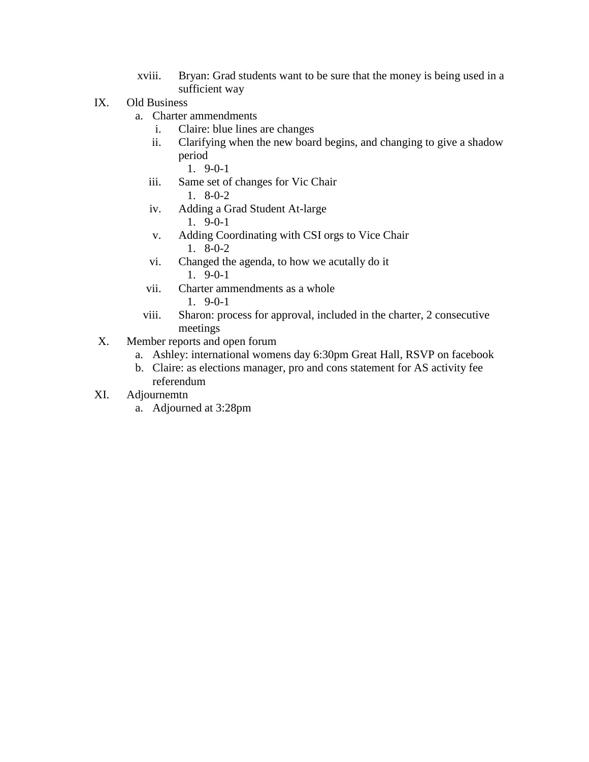xviii. Bryan: Grad students want to be sure that the money is being used in a sufficient way

IX. Old Business
   a. Charter ammendments
      i. Claire: blue lines are changes
      ii. Clarifying when the new board begins, and changing to give a shadow period
         1. 9-0-1
      iii. Same set of changes for Vic Chair
         1. 8-0-2
      iv. Adding a Grad Student At-large
         1. 9-0-1
      v. Adding Coordinating with CSI orgs to Vice Chair
         1. 8-0-2
      vi. Changed the agenda, to how we acutally do it
         1. 9-0-1
      vii. Charter ammendments as a whole
         1. 9-0-1
      viii. Sharon: process for approval, included in the charter, 2 consecutive meetings

X. Member reports and open forum
   a. Ashley: international womens day 6:30pm Great Hall, RSVP on facebook
   b. Claire: as elections manager, pro and cons statement for AS activity fee referendum

XI. Adjournemtn
   a. Adjourned at 3:28pm